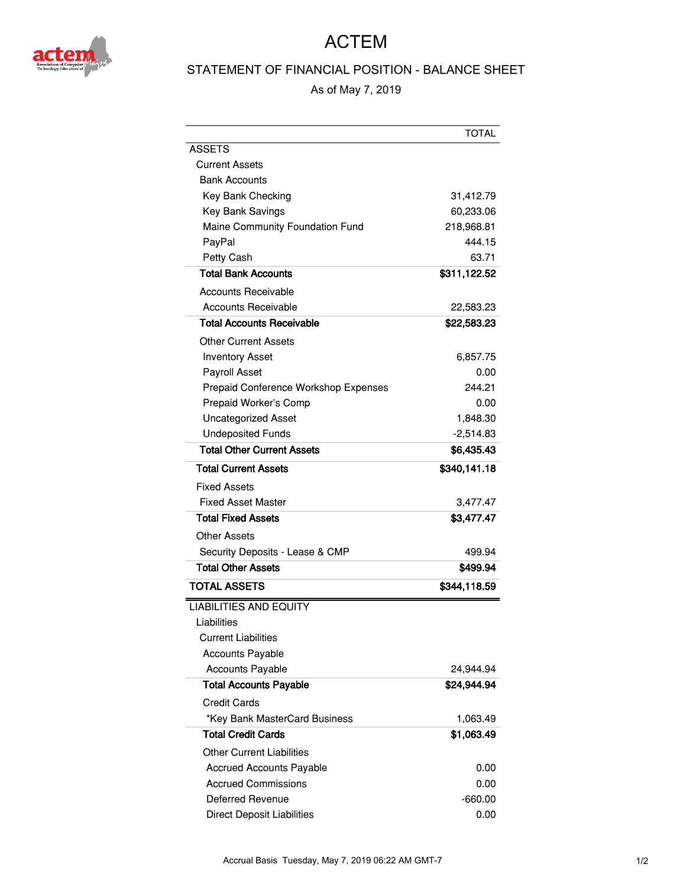# ACTEM

## STATEMENT OF FINANCIAL POSITION - BALANCE SHEET

As of May 7, 2019

| | TOTAL |
|---|---|
| ASSETS | |
| Current Assets | |
| Bank Accounts | |
| Key Bank Checking | 31,412.79 |
| Key Bank Savings | 60,233.06 |
| Maine Community Foundation Fund | 218,968.81 |
| PayPal | 444.15 |
| Petty Cash | 63.71 |
| **Total Bank Accounts** | **$311,122.52** |
| Accounts Receivable | |
| Accounts Receivable | 22,583.23 |
| **Total Accounts Receivable** | **$22,583.23** |
| Other Current Assets | |
| Inventory Asset | 6,857.75 |
| Payroll Asset | 0.00 |
| Prepaid Conference Workshop Expenses | 244.21 |
| Prepaid Worker's Comp | 0.00 |
| Uncategorized Asset | 1,848.30 |
| Undeposited Funds | -2,514.83 |
| **Total Other Current Assets** | **$6,435.43** |
| **Total Current Assets** | **$340,141.18** |
| Fixed Assets | |
| Fixed Asset Master | 3,477.47 |
| **Total Fixed Assets** | **$3,477.47** |
| Other Assets | |
| Security Deposits - Lease & CMP | 499.94 |
| **Total Other Assets** | **$499.94** |
| **TOTAL ASSETS** | **$344,118.59** |
| LIABILITIES AND EQUITY | |
| Liabilities | |
| Current Liabilities | |
| Accounts Payable | |
| Accounts Payable | 24,944.94 |
| **Total Accounts Payable** | **$24,944.94** |
| Credit Cards | |
| *Key Bank MasterCard Business | 1,063.49 |
| **Total Credit Cards** | **$1,063.49** |
| Other Current Liabilities | |
| Accrued Accounts Payable | 0.00 |
| Accrued Commissions | 0.00 |
| Deferred Revenue | -660.00 |
| Direct Deposit Liabilities | 0.00 |

Accrual Basis Tuesday, May 7, 2019 06:22 AM GMT-7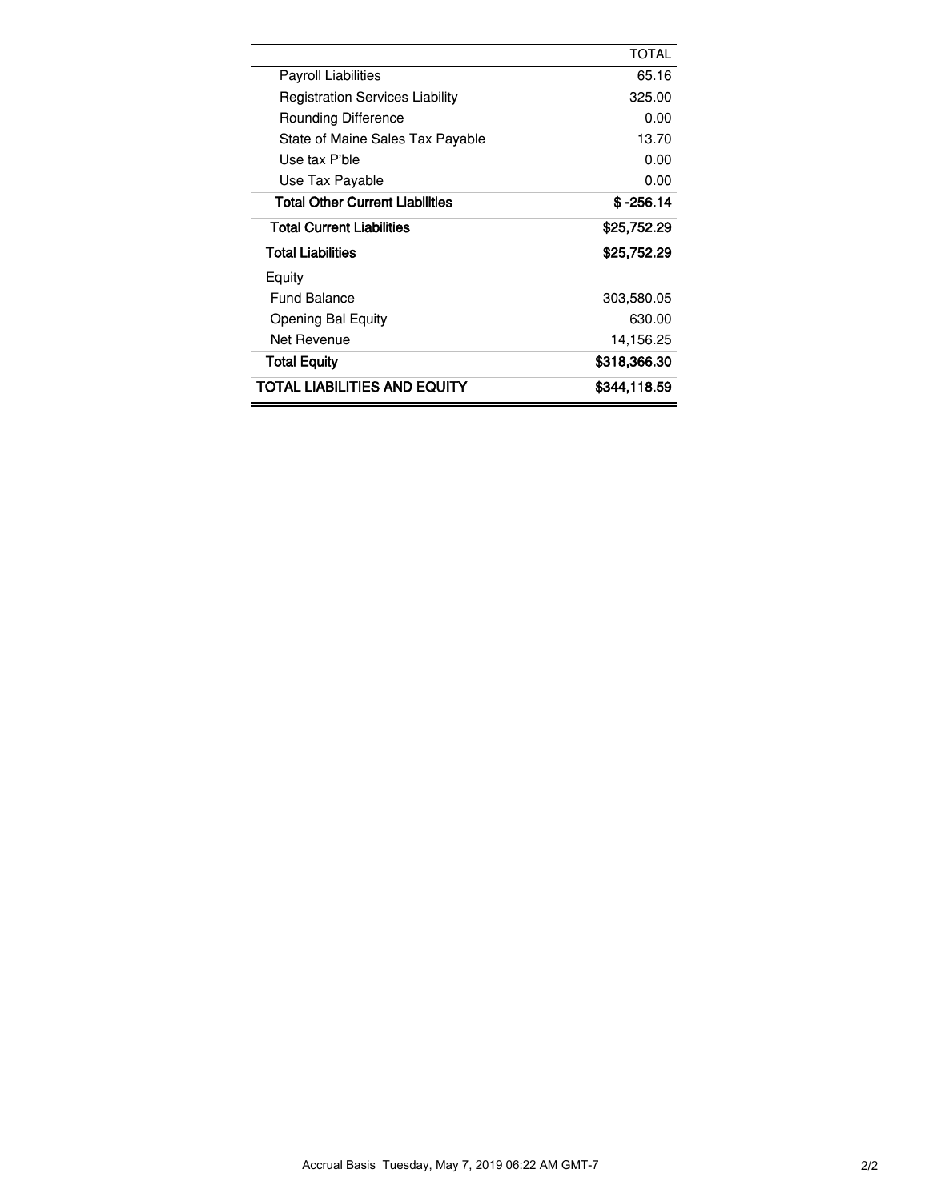| | TOTAL |
|---|---|
| Payroll Liabilities | 65.16 |
| Registration Services Liability | 325.00 |
| Rounding Difference | 0.00 |
| State of Maine Sales Tax Payable | 13.70 |
| Use tax P'ble | 0.00 |
| Use Tax Payable | 0.00 |
| **Total Other Current Liabilities** | **$ -256.14** |
| **Total Current Liabilities** | **$25,752.29** |
| **Total Liabilities** | **$25,752.29** |
| Equity | |
| Fund Balance | 303,580.05 |
| Opening Bal Equity | 630.00 |
| Net Revenue | 14,156.25 |
| **Total Equity** | **$318,366.30** |
| **TOTAL LIABILITIES AND EQUITY** | **$344,118.59** |

Accrual Basis Tuesday, May 7, 2019 06:22 AM GMT-7